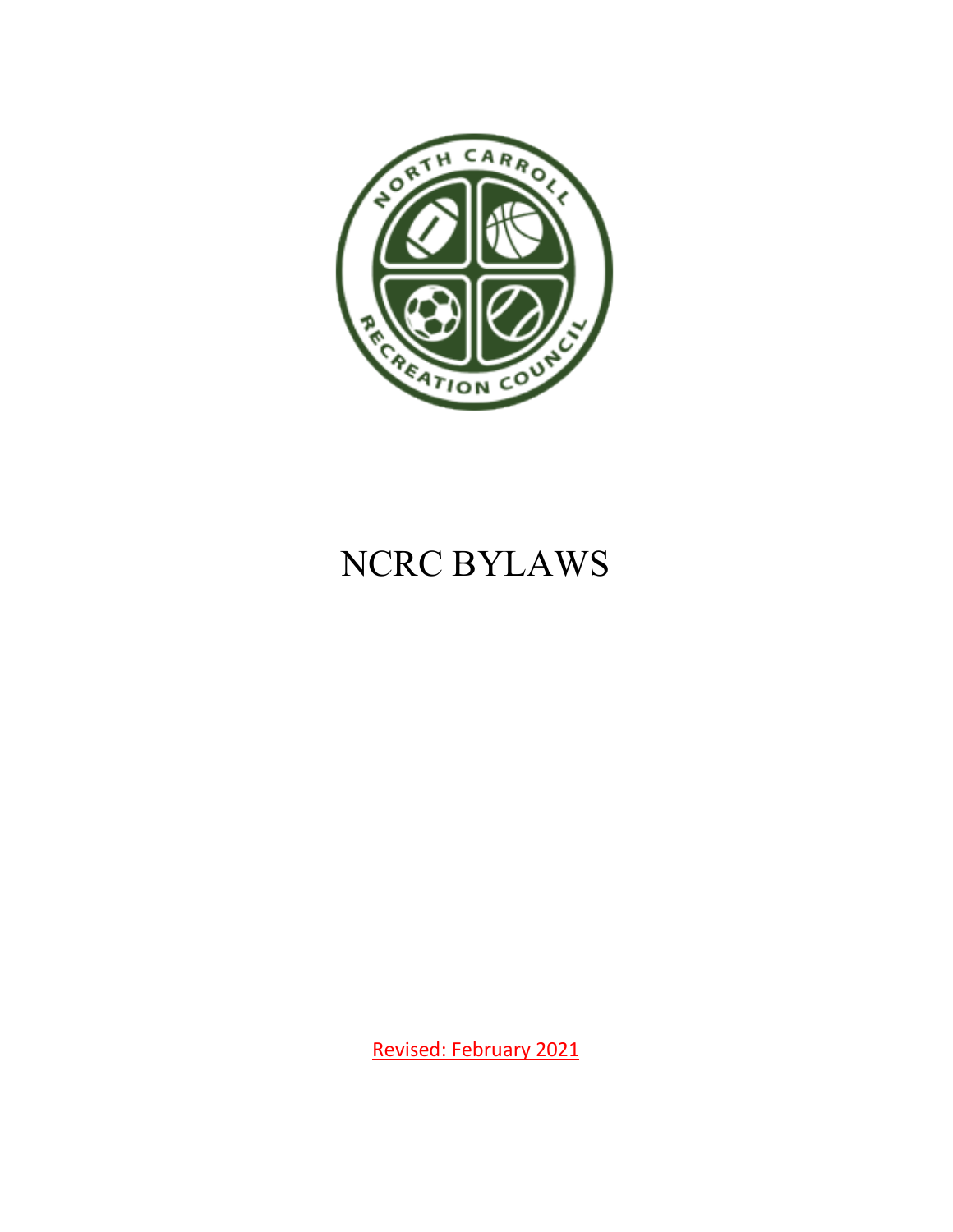# NCRC BYLAWS

Revised: February 2021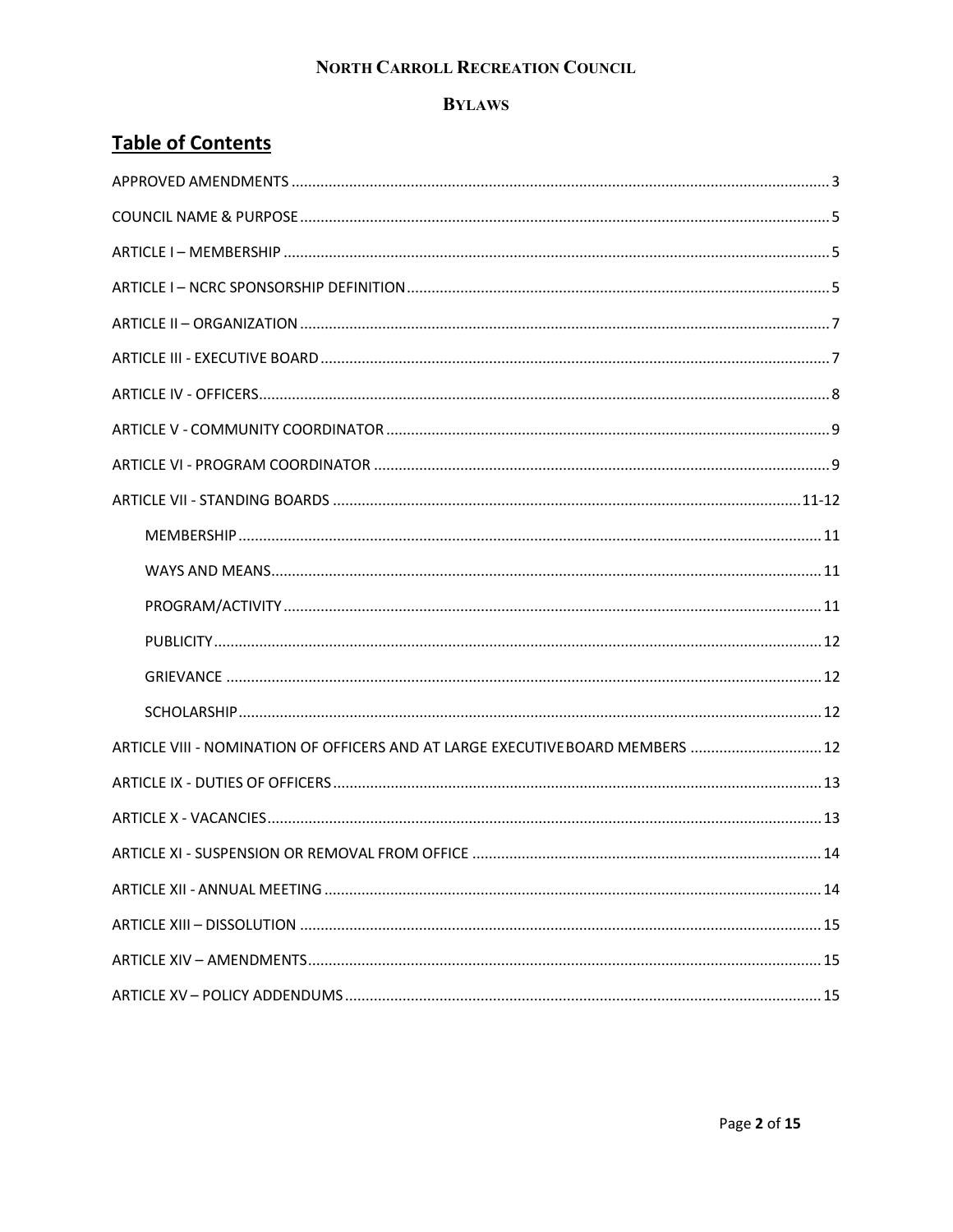# North Carroll Recreation Council

## Bylaws

## Table of Contents

APPROVED AMENDMENTS ........ 3

COUNCIL NAME & PURPOSE ........ 5

ARTICLE I – MEMBERSHIP ........ 5

ARTICLE I – NCRC SPONSORSHIP DEFINITION ........ 5

ARTICLE II – ORGANIZATION ........ 7

ARTICLE III - EXECUTIVE BOARD ........ 7

ARTICLE IV - OFFICERS ........ 8

ARTICLE V - COMMUNITY COORDINATOR ........ 9

ARTICLE VI - PROGRAM COORDINATOR ........ 9

ARTICLE VII - STANDING BOARDS ........ 11-12

- MEMBERSHIP ........ 11
- WAYS AND MEANS ........ 11
- PROGRAM/ACTIVITY ........ 11
- PUBLICITY ........ 12
- GRIEVANCE ........ 12
- SCHOLARSHIP ........ 12

ARTICLE VIII - NOMINATION OF OFFICERS AND AT LARGE EXECUTIVE BOARD MEMBERS ........ 12

ARTICLE IX - DUTIES OF OFFICERS ........ 13

ARTICLE X - VACANCIES ........ 13

ARTICLE XI - SUSPENSION OR REMOVAL FROM OFFICE ........ 14

ARTICLE XII - ANNUAL MEETING ........ 14

ARTICLE XIII – DISSOLUTION ........ 15

ARTICLE XIV – AMENDMENTS ........ 15

ARTICLE XV – POLICY ADDENDUMS ........ 15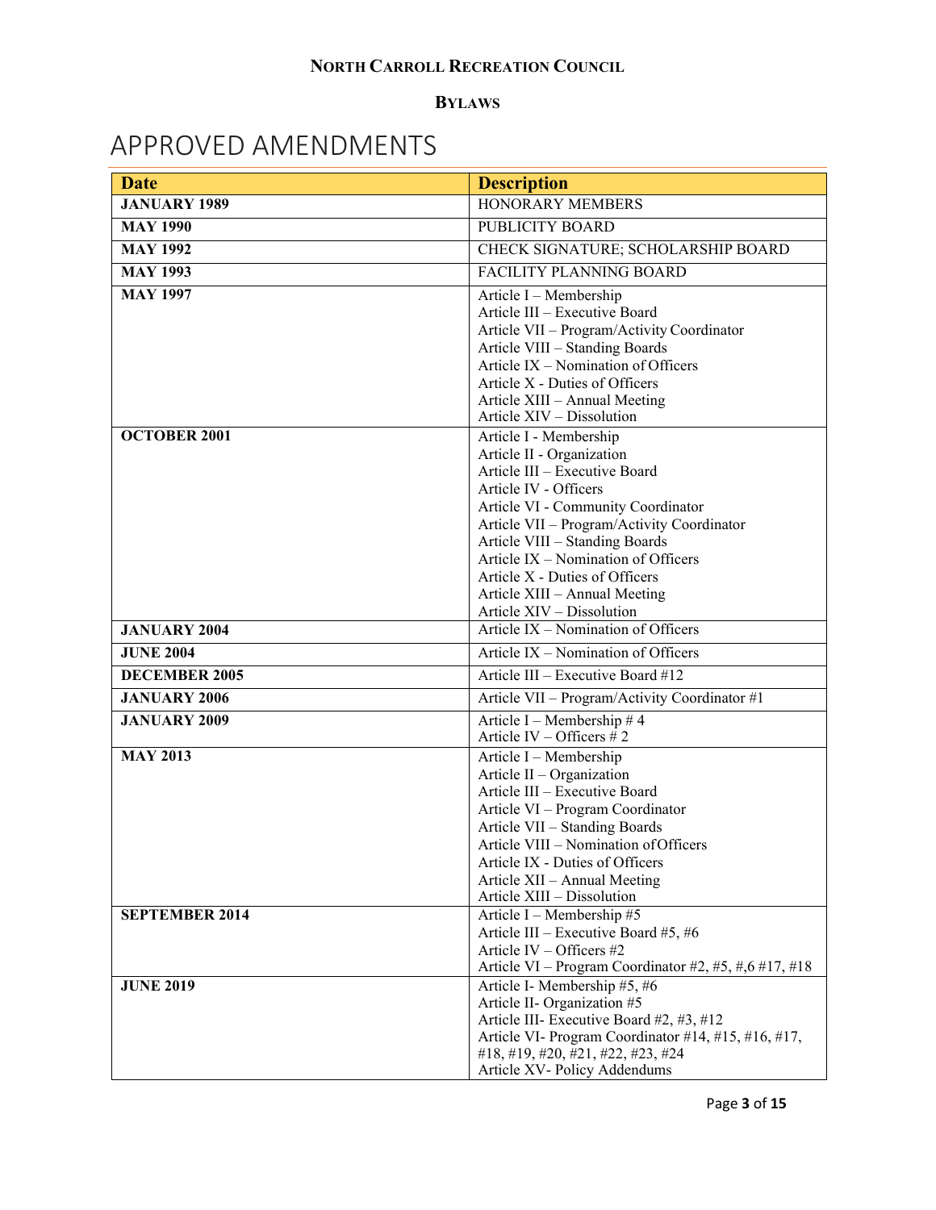**NORTH CARROLL RECREATION COUNCIL**

**BYLAWS**

# APPROVED AMENDMENTS

| Date | Description |
|---|---|
| **JANUARY 1989** | HONORARY MEMBERS |
| **MAY 1990** | PUBLICITY BOARD |
| **MAY 1992** | CHECK SIGNATURE; SCHOLARSHIP BOARD |
| **MAY 1993** | FACILITY PLANNING BOARD |
| **MAY 1997** | Article I – Membership<br>Article III – Executive Board<br>Article VII – Program/Activity Coordinator<br>Article VIII – Standing Boards<br>Article IX – Nomination of Officers<br>Article X - Duties of Officers<br>Article XIII – Annual Meeting<br>Article XIV – Dissolution |
| **OCTOBER 2001** | Article I - Membership<br>Article II - Organization<br>Article III – Executive Board<br>Article IV - Officers<br>Article VI - Community Coordinator<br>Article VII – Program/Activity Coordinator<br>Article VIII – Standing Boards<br>Article IX – Nomination of Officers<br>Article X - Duties of Officers<br>Article XIII – Annual Meeting<br>Article XIV – Dissolution |
| **JANUARY 2004** | Article IX – Nomination of Officers |
| **JUNE 2004** | Article IX – Nomination of Officers |
| **DECEMBER 2005** | Article III – Executive Board #12 |
| **JANUARY 2006** | Article VII – Program/Activity Coordinator #1 |
| **JANUARY 2009** | Article I – Membership # 4<br>Article IV – Officers # 2 |
| **MAY 2013** | Article I – Membership<br>Article II – Organization<br>Article III – Executive Board<br>Article VI – Program Coordinator<br>Article VII – Standing Boards<br>Article VIII – Nomination of Officers<br>Article IX - Duties of Officers<br>Article XII – Annual Meeting<br>Article XIII – Dissolution |
| **SEPTEMBER 2014** | Article I – Membership #5<br>Article III – Executive Board #5, #6<br>Article IV – Officers #2<br>Article VI – Program Coordinator #2, #5, #,6 #17, #18 |
| **JUNE 2019** | Article I- Membership #5, #6<br>Article II- Organization #5<br>Article III- Executive Board #2, #3, #12<br>Article VI- Program Coordinator #14, #15, #16, #17, #18, #19, #20, #21, #22, #23, #24<br>Article XV- Policy Addendums |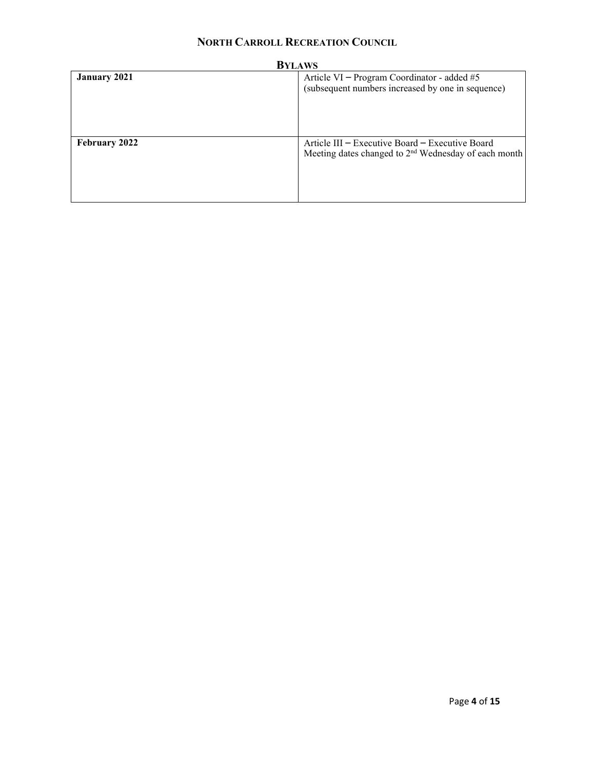# NORTH CARROLL RECREATION COUNCIL

## BYLAWS

| | |
|---|---|
| **January 2021** | Article VI – Program Coordinator - added #5 (subsequent numbers increased by one in sequence) |
| **February 2022** | Article III – Executive Board – Executive Board Meeting dates changed to 2nd Wednesday of each month |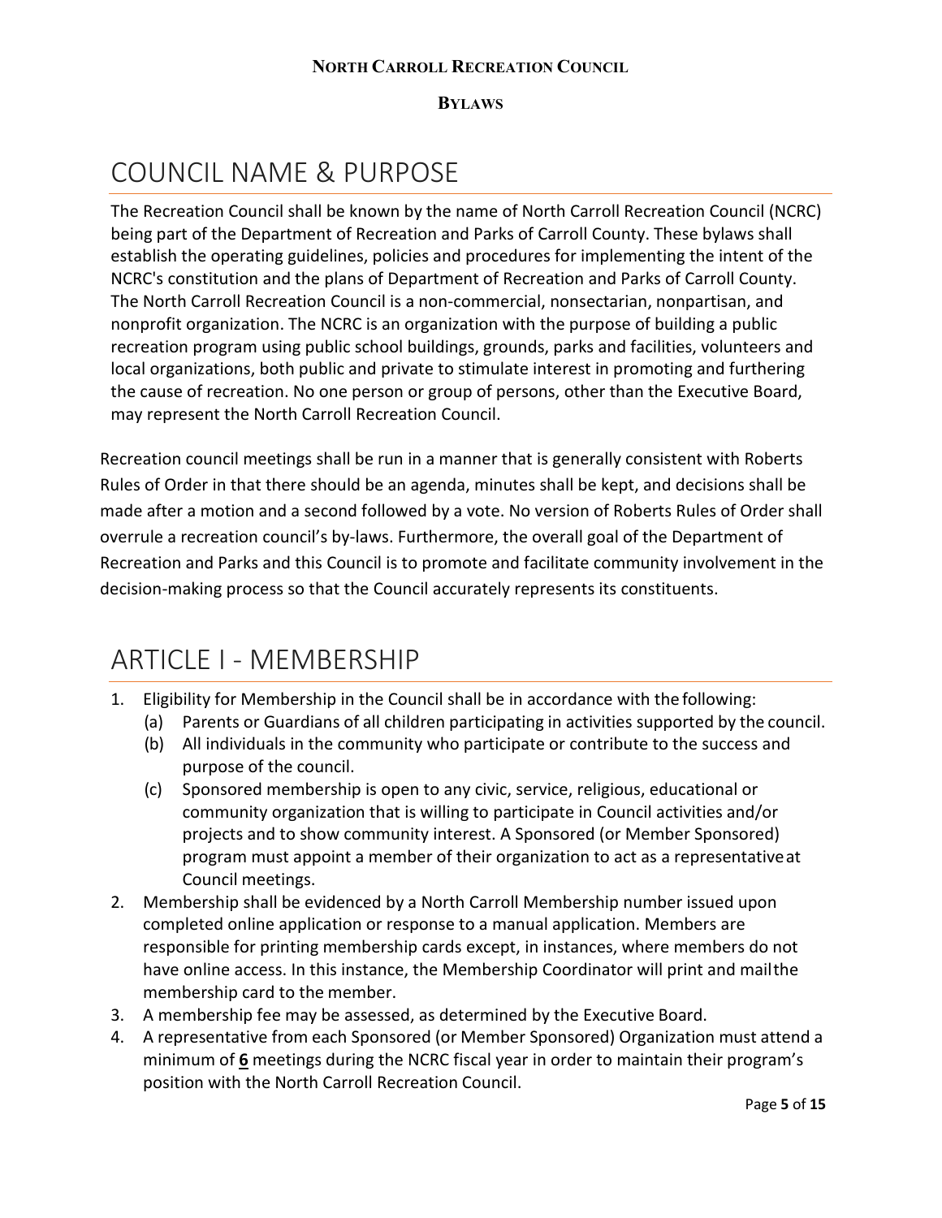**NORTH CARROLL RECREATION COUNCIL**

**BYLAWS**

# COUNCIL NAME & PURPOSE

The Recreation Council shall be known by the name of North Carroll Recreation Council (NCRC) being part of the Department of Recreation and Parks of Carroll County. These bylaws shall establish the operating guidelines, policies and procedures for implementing the intent of the NCRC's constitution and the plans of Department of Recreation and Parks of Carroll County. The North Carroll Recreation Council is a non-commercial, nonsectarian, nonpartisan, and nonprofit organization. The NCRC is an organization with the purpose of building a public recreation program using public school buildings, grounds, parks and facilities, volunteers and local organizations, both public and private to stimulate interest in promoting and furthering the cause of recreation. No one person or group of persons, other than the Executive Board, may represent the North Carroll Recreation Council.

Recreation council meetings shall be run in a manner that is generally consistent with Roberts Rules of Order in that there should be an agenda, minutes shall be kept, and decisions shall be made after a motion and a second followed by a vote. No version of Roberts Rules of Order shall overrule a recreation council's by-laws. Furthermore, the overall goal of the Department of Recreation and Parks and this Council is to promote and facilitate community involvement in the decision-making process so that the Council accurately represents its constituents.

# ARTICLE I - MEMBERSHIP

1. Eligibility for Membership in the Council shall be in accordance with the following:
   - (a) Parents or Guardians of all children participating in activities supported by the council.
   - (b) All individuals in the community who participate or contribute to the success and purpose of the council.
   - (c) Sponsored membership is open to any civic, service, religious, educational or community organization that is willing to participate in Council activities and/or projects and to show community interest. A Sponsored (or Member Sponsored) program must appoint a member of their organization to act as a representative at Council meetings.
2. Membership shall be evidenced by a North Carroll Membership number issued upon completed online application or response to a manual application. Members are responsible for printing membership cards except, in instances, where members do not have online access. In this instance, the Membership Coordinator will print and mail the membership card to the member.
3. A membership fee may be assessed, as determined by the Executive Board.
4. A representative from each Sponsored (or Member Sponsored) Organization must attend a minimum of **6** meetings during the NCRC fiscal year in order to maintain their program's position with the North Carroll Recreation Council.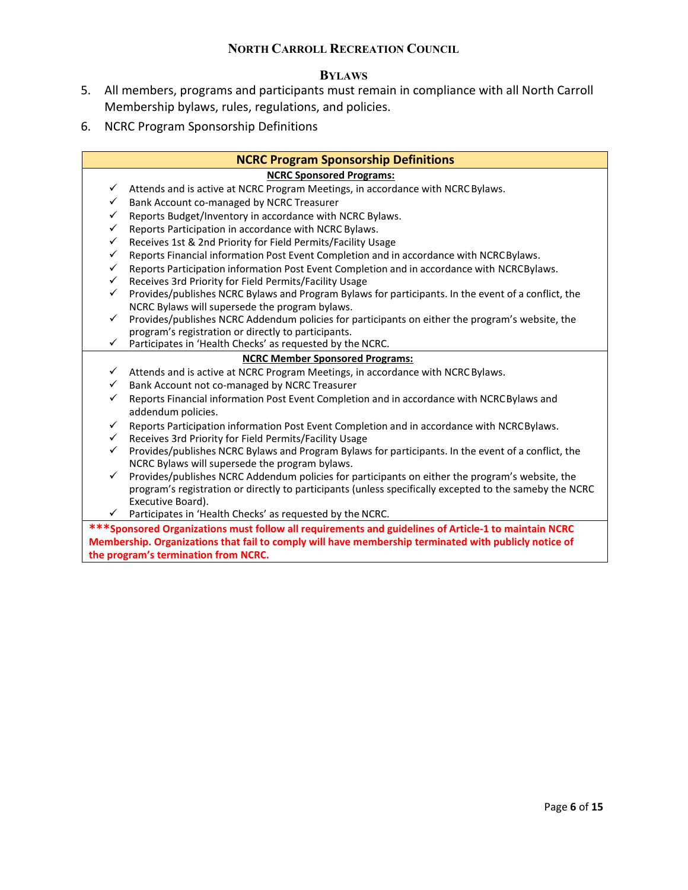5. All members, programs and participants must remain in compliance with all North Carroll Membership bylaws, rules, regulations, and policies.
6. NCRC Program Sponsorship Definitions

| NCRC Program Sponsorship Definitions |
|---|
| **NCRC Sponsored Programs:** |
| ✓ Attends and is active at NCRC Program Meetings, in accordance with NCRC Bylaws.<br>✓ Bank Account co-managed by NCRC Treasurer<br>✓ Reports Budget/Inventory in accordance with NCRC Bylaws.<br>✓ Reports Participation in accordance with NCRC Bylaws.<br>✓ Receives 1st & 2nd Priority for Field Permits/Facility Usage<br>✓ Reports Financial information Post Event Completion and in accordance with NCRC Bylaws.<br>✓ Reports Participation information Post Event Completion and in accordance with NCRC Bylaws.<br>✓ Receives 3rd Priority for Field Permits/Facility Usage<br>✓ Provides/publishes NCRC Bylaws and Program Bylaws for participants. In the event of a conflict, the NCRC Bylaws will supersede the program bylaws.<br>✓ Provides/publishes NCRC Addendum policies for participants on either the program's website, the program's registration or directly to participants.<br>✓ Participates in 'Health Checks' as requested by the NCRC. |
| **NCRC Member Sponsored Programs:** |
| ✓ Attends and is active at NCRC Program Meetings, in accordance with NCRC Bylaws.<br>✓ Bank Account not co-managed by NCRC Treasurer<br>✓ Reports Financial information Post Event Completion and in accordance with NCRC Bylaws and addendum policies.<br>✓ Reports Participation information Post Event Completion and in accordance with NCRC Bylaws.<br>✓ Receives 3rd Priority for Field Permits/Facility Usage<br>✓ Provides/publishes NCRC Bylaws and Program Bylaws for participants. In the event of a conflict, the NCRC Bylaws will supersede the program bylaws.<br>✓ Provides/publishes NCRC Addendum policies for participants on either the program's website, the program's registration or directly to participants (unless specifically excepted to the sameby the NCRC Executive Board).<br>✓ Participates in 'Health Checks' as requested by the NCRC. |
| **\*\*\*Sponsored Organizations must follow all requirements and guidelines of Article-1 to maintain NCRC Membership. Organizations that fail to comply will have membership terminated with publicly notice of the program's termination from NCRC.** |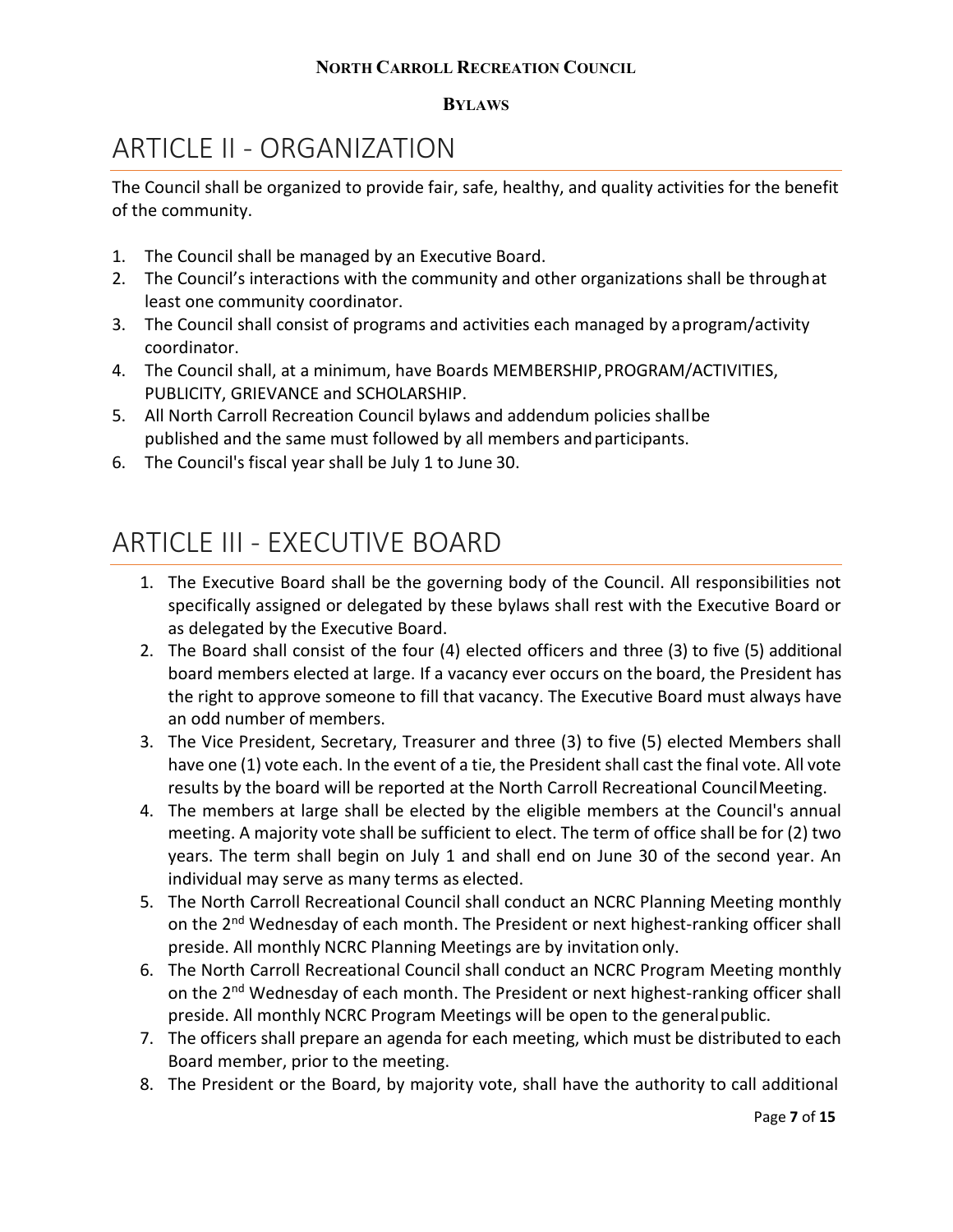# ARTICLE II - ORGANIZATION

The Council shall be organized to provide fair, safe, healthy, and quality activities for the benefit of the community.

1. The Council shall be managed by an Executive Board.
2. The Council's interactions with the community and other organizations shall be through at least one community coordinator.
3. The Council shall consist of programs and activities each managed by a program/activity coordinator.
4. The Council shall, at a minimum, have Boards MEMBERSHIP, PROGRAM/ACTIVITIES, PUBLICITY, GRIEVANCE and SCHOLARSHIP.
5. All North Carroll Recreation Council bylaws and addendum policies shall be published and the same must followed by all members and participants.
6. The Council's fiscal year shall be July 1 to June 30.

# ARTICLE III - EXECUTIVE BOARD

1. The Executive Board shall be the governing body of the Council. All responsibilities not specifically assigned or delegated by these bylaws shall rest with the Executive Board or as delegated by the Executive Board.
2. The Board shall consist of the four (4) elected officers and three (3) to five (5) additional board members elected at large. If a vacancy ever occurs on the board, the President has the right to approve someone to fill that vacancy. The Executive Board must always have an odd number of members.
3. The Vice President, Secretary, Treasurer and three (3) to five (5) elected Members shall have one (1) vote each. In the event of a tie, the President shall cast the final vote. All vote results by the board will be reported at the North Carroll Recreational Council Meeting.
4. The members at large shall be elected by the eligible members at the Council's annual meeting. A majority vote shall be sufficient to elect. The term of office shall be for (2) two years. The term shall begin on July 1 and shall end on June 30 of the second year. An individual may serve as many terms as elected.
5. The North Carroll Recreational Council shall conduct an NCRC Planning Meeting monthly on the 2nd Wednesday of each month. The President or next highest-ranking officer shall preside. All monthly NCRC Planning Meetings are by invitation only.
6. The North Carroll Recreational Council shall conduct an NCRC Program Meeting monthly on the 2nd Wednesday of each month. The President or next highest-ranking officer shall preside. All monthly NCRC Program Meetings will be open to the general public.
7. The officers shall prepare an agenda for each meeting, which must be distributed to each Board member, prior to the meeting.
8. The President or the Board, by majority vote, shall have the authority to call additional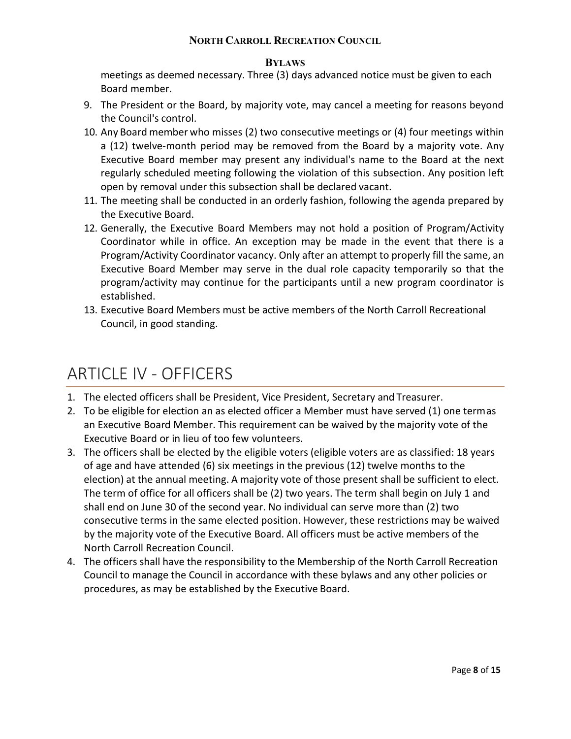meetings as deemed necessary. Three (3) days advanced notice must be given to each Board member.

9. The President or the Board, by majority vote, may cancel a meeting for reasons beyond the Council's control.
10. Any Board member who misses (2) two consecutive meetings or (4) four meetings within a (12) twelve-month period may be removed from the Board by a majority vote. Any Executive Board member may present any individual's name to the Board at the next regularly scheduled meeting following the violation of this subsection. Any position left open by removal under this subsection shall be declared vacant.
11. The meeting shall be conducted in an orderly fashion, following the agenda prepared by the Executive Board.
12. Generally, the Executive Board Members may not hold a position of Program/Activity Coordinator while in office. An exception may be made in the event that there is a Program/Activity Coordinator vacancy. Only after an attempt to properly fill the same, an Executive Board Member may serve in the dual role capacity temporarily so that the program/activity may continue for the participants until a new program coordinator is established.
13. Executive Board Members must be active members of the North Carroll Recreational Council, in good standing.

# ARTICLE IV - OFFICERS

1. The elected officers shall be President, Vice President, Secretary and Treasurer.
2. To be eligible for election an as elected officer a Member must have served (1) one termas an Executive Board Member. This requirement can be waived by the majority vote of the Executive Board or in lieu of too few volunteers.
3. The officers shall be elected by the eligible voters (eligible voters are as classified: 18 years of age and have attended (6) six meetings in the previous (12) twelve months to the election) at the annual meeting. A majority vote of those present shall be sufficient to elect. The term of office for all officers shall be (2) two years. The term shall begin on July 1 and shall end on June 30 of the second year. No individual can serve more than (2) two consecutive terms in the same elected position. However, these restrictions may be waived by the majority vote of the Executive Board. All officers must be active members of the North Carroll Recreation Council.
4. The officers shall have the responsibility to the Membership of the North Carroll Recreation Council to manage the Council in accordance with these bylaws and any other policies or procedures, as may be established by the Executive Board.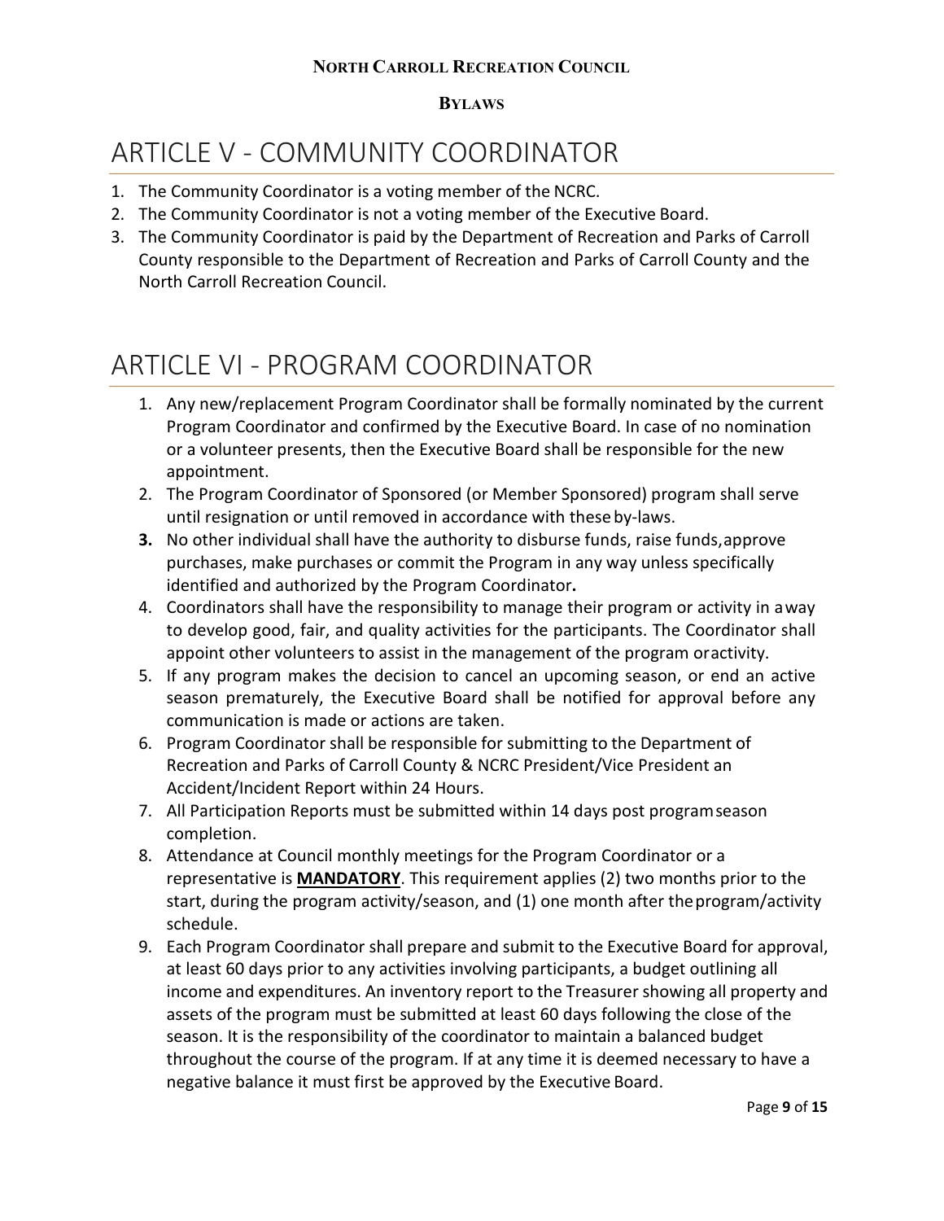# ARTICLE V - COMMUNITY COORDINATOR

1. The Community Coordinator is a voting member of the NCRC.
2. The Community Coordinator is not a voting member of the Executive Board.
3. The Community Coordinator is paid by the Department of Recreation and Parks of Carroll County responsible to the Department of Recreation and Parks of Carroll County and the North Carroll Recreation Council.

# ARTICLE VI - PROGRAM COORDINATOR

1. Any new/replacement Program Coordinator shall be formally nominated by the current Program Coordinator and confirmed by the Executive Board. In case of no nomination or a volunteer presents, then the Executive Board shall be responsible for the new appointment.
2. The Program Coordinator of Sponsored (or Member Sponsored) program shall serve until resignation or until removed in accordance with these by-laws.
3. No other individual shall have the authority to disburse funds, raise funds, approve purchases, make purchases or commit the Program in any way unless specifically identified and authorized by the Program Coordinator.
4. Coordinators shall have the responsibility to manage their program or activity in a way to develop good, fair, and quality activities for the participants. The Coordinator shall appoint other volunteers to assist in the management of the program or activity.
5. If any program makes the decision to cancel an upcoming season, or end an active season prematurely, the Executive Board shall be notified for approval before any communication is made or actions are taken.
6. Program Coordinator shall be responsible for submitting to the Department of Recreation and Parks of Carroll County & NCRC President/Vice President an Accident/Incident Report within 24 Hours.
7. All Participation Reports must be submitted within 14 days post program season completion.
8. Attendance at Council monthly meetings for the Program Coordinator or a representative is **MANDATORY**. This requirement applies (2) two months prior to the start, during the program activity/season, and (1) one month after the program/activity schedule.
9. Each Program Coordinator shall prepare and submit to the Executive Board for approval, at least 60 days prior to any activities involving participants, a budget outlining all income and expenditures. An inventory report to the Treasurer showing all property and assets of the program must be submitted at least 60 days following the close of the season. It is the responsibility of the coordinator to maintain a balanced budget throughout the course of the program. If at any time it is deemed necessary to have a negative balance it must first be approved by the Executive Board.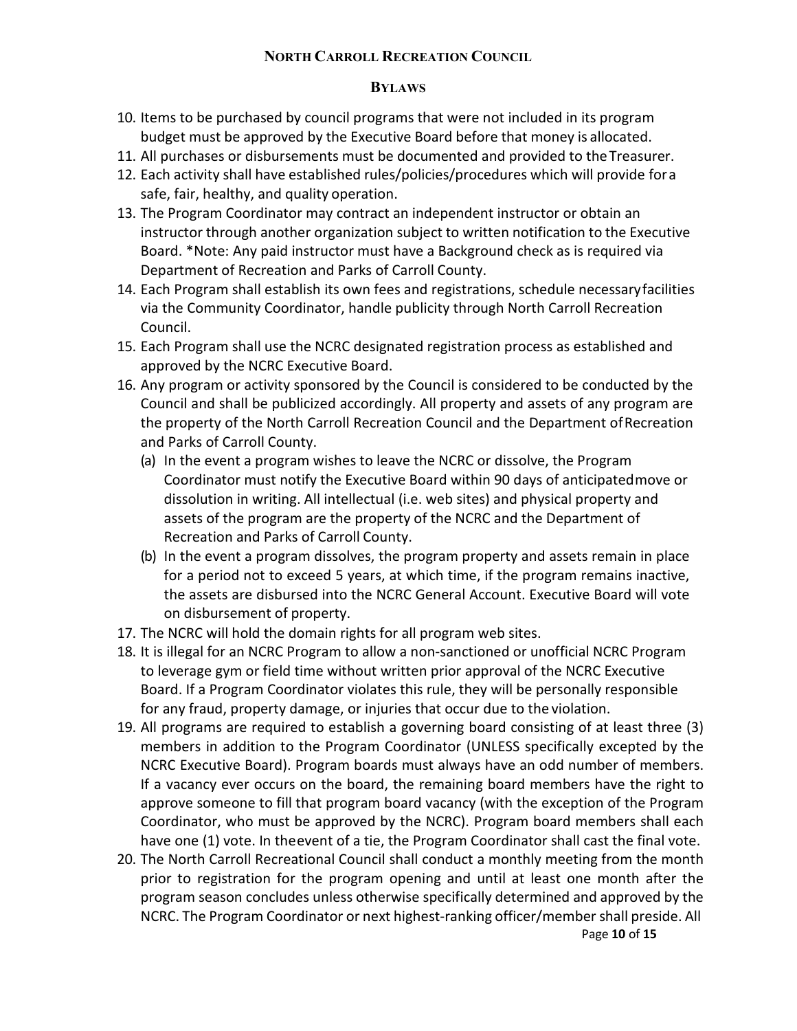10. Items to be purchased by council programs that were not included in its program budget must be approved by the Executive Board before that money is allocated.
11. All purchases or disbursements must be documented and provided to the Treasurer.
12. Each activity shall have established rules/policies/procedures which will provide for a safe, fair, healthy, and quality operation.
13. The Program Coordinator may contract an independent instructor or obtain an instructor through another organization subject to written notification to the Executive Board. *Note: Any paid instructor must have a Background check as is required via Department of Recreation and Parks of Carroll County.
14. Each Program shall establish its own fees and registrations, schedule necessary facilities via the Community Coordinator, handle publicity through North Carroll Recreation Council.
15. Each Program shall use the NCRC designated registration process as established and approved by the NCRC Executive Board.
16. Any program or activity sponsored by the Council is considered to be conducted by the Council and shall be publicized accordingly. All property and assets of any program are the property of the North Carroll Recreation Council and the Department of Recreation and Parks of Carroll County.
    (a) In the event a program wishes to leave the NCRC or dissolve, the Program Coordinator must notify the Executive Board within 90 days of anticipated move or dissolution in writing. All intellectual (i.e. web sites) and physical property and assets of the program are the property of the NCRC and the Department of Recreation and Parks of Carroll County.
    (b) In the event a program dissolves, the program property and assets remain in place for a period not to exceed 5 years, at which time, if the program remains inactive, the assets are disbursed into the NCRC General Account. Executive Board will vote on disbursement of property.
17. The NCRC will hold the domain rights for all program web sites.
18. It is illegal for an NCRC Program to allow a non-sanctioned or unofficial NCRC Program to leverage gym or field time without written prior approval of the NCRC Executive Board. If a Program Coordinator violates this rule, they will be personally responsible for any fraud, property damage, or injuries that occur due to the violation.
19. All programs are required to establish a governing board consisting of at least three (3) members in addition to the Program Coordinator (UNLESS specifically excepted by the NCRC Executive Board). Program boards must always have an odd number of members. If a vacancy ever occurs on the board, the remaining board members have the right to approve someone to fill that program board vacancy (with the exception of the Program Coordinator, who must be approved by the NCRC). Program board members shall each have one (1) vote. In the event of a tie, the Program Coordinator shall cast the final vote.
20. The North Carroll Recreational Council shall conduct a monthly meeting from the month prior to registration for the program opening and until at least one month after the program season concludes unless otherwise specifically determined and approved by the NCRC. The Program Coordinator or next highest-ranking officer/member shall preside. All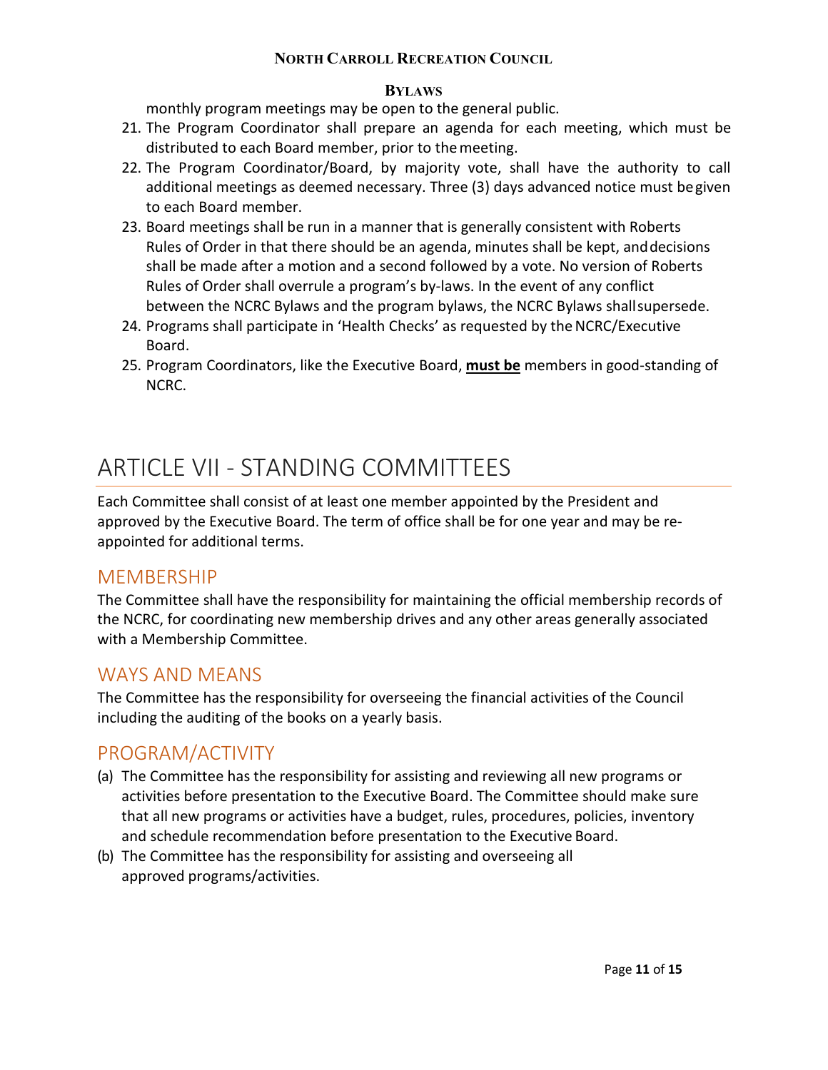monthly program meetings may be open to the general public.

21. The Program Coordinator shall prepare an agenda for each meeting, which must be distributed to each Board member, prior to the meeting.
22. The Program Coordinator/Board, by majority vote, shall have the authority to call additional meetings as deemed necessary. Three (3) days advanced notice must be given to each Board member.
23. Board meetings shall be run in a manner that is generally consistent with Roberts Rules of Order in that there should be an agenda, minutes shall be kept, and decisions shall be made after a motion and a second followed by a vote. No version of Roberts Rules of Order shall overrule a program's by-laws. In the event of any conflict between the NCRC Bylaws and the program bylaws, the NCRC Bylaws shall supersede.
24. Programs shall participate in 'Health Checks' as requested by the NCRC/Executive Board.
25. Program Coordinators, like the Executive Board, **must be** members in good-standing of NCRC.

# ARTICLE VII - STANDING COMMITTEES

Each Committee shall consist of at least one member appointed by the President and approved by the Executive Board. The term of office shall be for one year and may be re-appointed for additional terms.

## MEMBERSHIP

The Committee shall have the responsibility for maintaining the official membership records of the NCRC, for coordinating new membership drives and any other areas generally associated with a Membership Committee.

## WAYS AND MEANS

The Committee has the responsibility for overseeing the financial activities of the Council including the auditing of the books on a yearly basis.

## PROGRAM/ACTIVITY

(a) The Committee has the responsibility for assisting and reviewing all new programs or activities before presentation to the Executive Board. The Committee should make sure that all new programs or activities have a budget, rules, procedures, policies, inventory and schedule recommendation before presentation to the Executive Board.

(b) The Committee has the responsibility for assisting and overseeing all approved programs/activities.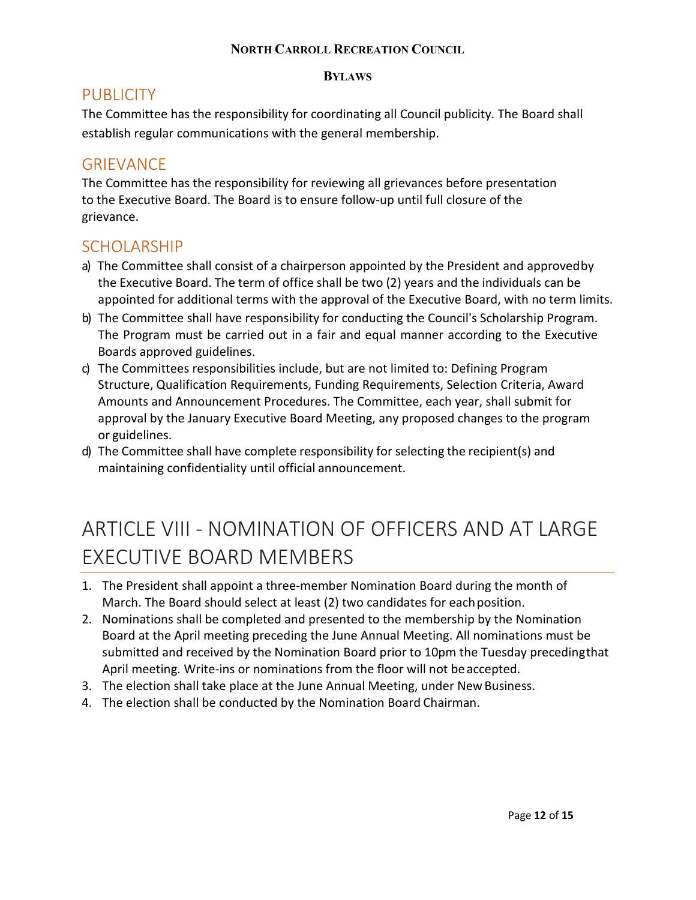## PUBLICITY

The Committee has the responsibility for coordinating all Council publicity. The Board shall establish regular communications with the general membership.

## GRIEVANCE

The Committee has the responsibility for reviewing all grievances before presentation to the Executive Board. The Board is to ensure follow-up until full closure of the grievance.

## SCHOLARSHIP

a) The Committee shall consist of a chairperson appointed by the President and approved by the Executive Board. The term of office shall be two (2) years and the individuals can be appointed for additional terms with the approval of the Executive Board, with no term limits.
b) The Committee shall have responsibility for conducting the Council's Scholarship Program. The Program must be carried out in a fair and equal manner according to the Executive Boards approved guidelines.
c) The Committees responsibilities include, but are not limited to: Defining Program Structure, Qualification Requirements, Funding Requirements, Selection Criteria, Award Amounts and Announcement Procedures. The Committee, each year, shall submit for approval by the January Executive Board Meeting, any proposed changes to the program or guidelines.
d) The Committee shall have complete responsibility for selecting the recipient(s) and maintaining confidentiality until official announcement.

# ARTICLE VIII - NOMINATION OF OFFICERS AND AT LARGE EXECUTIVE BOARD MEMBERS

1. The President shall appoint a three-member Nomination Board during the month of March. The Board should select at least (2) two candidates for each position.
2. Nominations shall be completed and presented to the membership by the Nomination Board at the April meeting preceding the June Annual Meeting. All nominations must be submitted and received by the Nomination Board prior to 10pm the Tuesday preceding that April meeting. Write-ins or nominations from the floor will not be accepted.
3. The election shall take place at the June Annual Meeting, under New Business.
4. The election shall be conducted by the Nomination Board Chairman.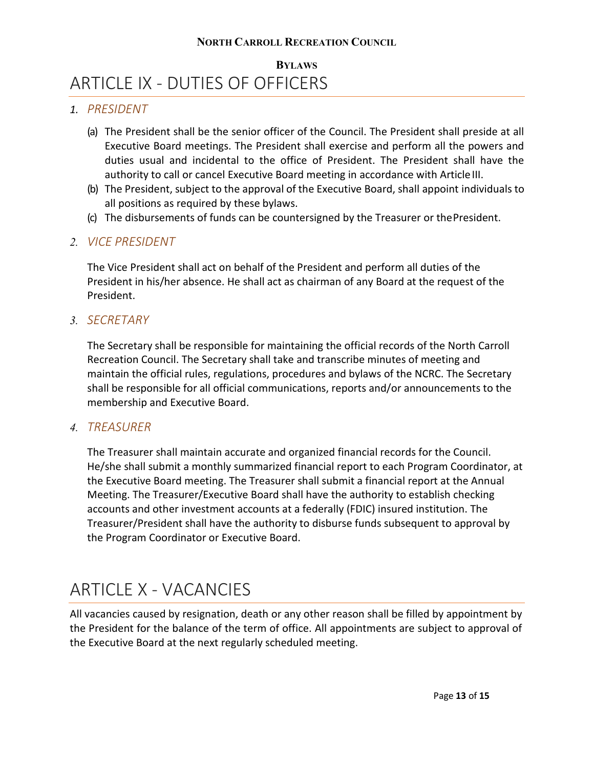# ARTICLE IX - DUTIES OF OFFICERS

## 1. PRESIDENT

(a) The President shall be the senior officer of the Council. The President shall preside at all Executive Board meetings. The President shall exercise and perform all the powers and duties usual and incidental to the office of President. The President shall have the authority to call or cancel Executive Board meeting in accordance with Article III.

(b) The President, subject to the approval of the Executive Board, shall appoint individuals to all positions as required by these bylaws.

(c) The disbursements of funds can be countersigned by the Treasurer or the President.

## 2. VICE PRESIDENT

The Vice President shall act on behalf of the President and perform all duties of the President in his/her absence. He shall act as chairman of any Board at the request of the President.

## 3. SECRETARY

The Secretary shall be responsible for maintaining the official records of the North Carroll Recreation Council. The Secretary shall take and transcribe minutes of meeting and maintain the official rules, regulations, procedures and bylaws of the NCRC. The Secretary shall be responsible for all official communications, reports and/or announcements to the membership and Executive Board.

## 4. TREASURER

The Treasurer shall maintain accurate and organized financial records for the Council. He/she shall submit a monthly summarized financial report to each Program Coordinator, at the Executive Board meeting. The Treasurer shall submit a financial report at the Annual Meeting. The Treasurer/Executive Board shall have the authority to establish checking accounts and other investment accounts at a federally (FDIC) insured institution. The Treasurer/President shall have the authority to disburse funds subsequent to approval by the Program Coordinator or Executive Board.

# ARTICLE X - VACANCIES

All vacancies caused by resignation, death or any other reason shall be filled by appointment by the President for the balance of the term of office. All appointments are subject to approval of the Executive Board at the next regularly scheduled meeting.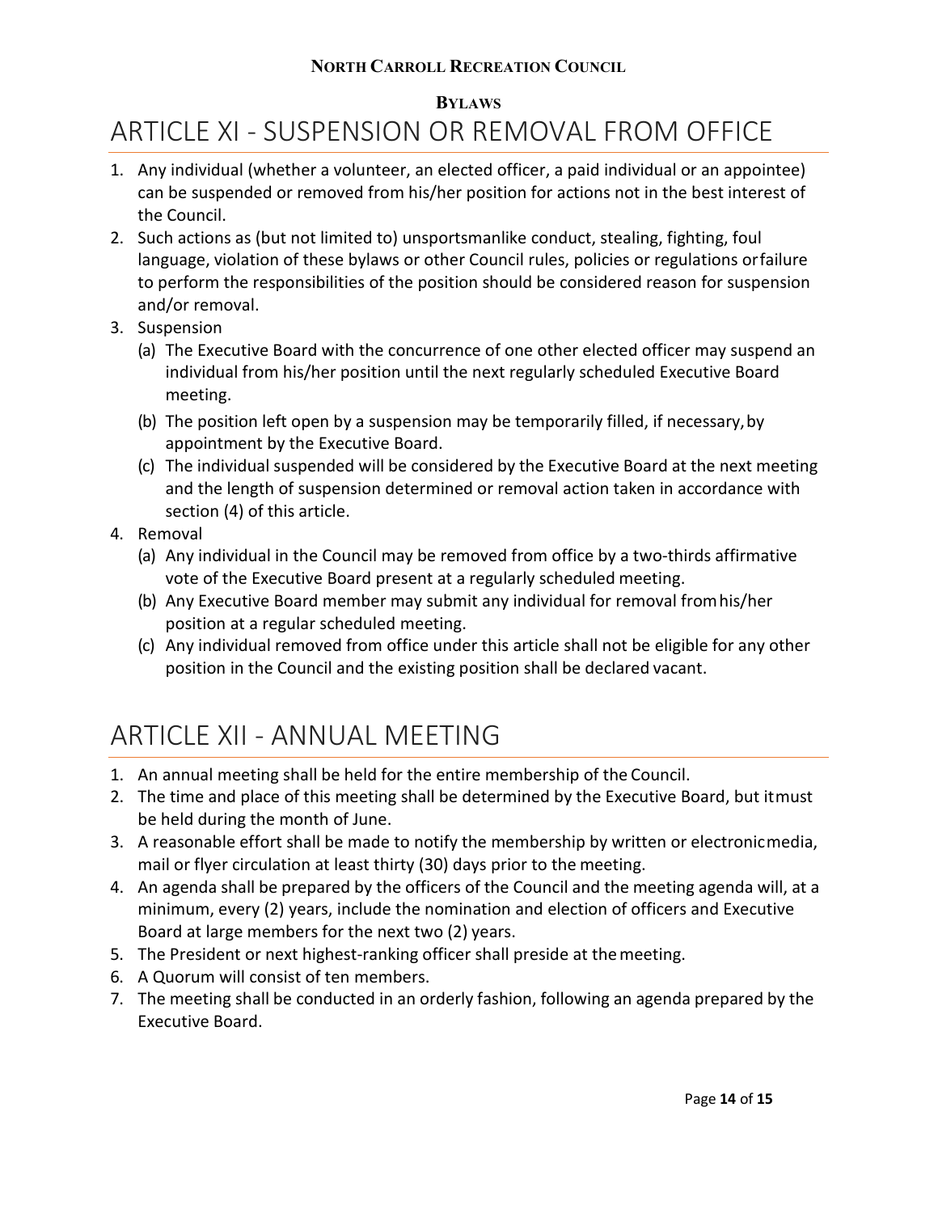## ARTICLE XI - SUSPENSION OR REMOVAL FROM OFFICE

1. Any individual (whether a volunteer, an elected officer, a paid individual or an appointee) can be suspended or removed from his/her position for actions not in the best interest of the Council.
2. Such actions as (but not limited to) unsportsmanlike conduct, stealing, fighting, foul language, violation of these bylaws or other Council rules, policies or regulations orfailure to perform the responsibilities of the position should be considered reason for suspension and/or removal.
3. Suspension
   (a) The Executive Board with the concurrence of one other elected officer may suspend an individual from his/her position until the next regularly scheduled Executive Board meeting.
   (b) The position left open by a suspension may be temporarily filled, if necessary, by appointment by the Executive Board.
   (c) The individual suspended will be considered by the Executive Board at the next meeting and the length of suspension determined or removal action taken in accordance with section (4) of this article.
4. Removal
   (a) Any individual in the Council may be removed from office by a two-thirds affirmative vote of the Executive Board present at a regularly scheduled meeting.
   (b) Any Executive Board member may submit any individual for removal from his/her position at a regular scheduled meeting.
   (c) Any individual removed from office under this article shall not be eligible for any other position in the Council and the existing position shall be declared vacant.

## ARTICLE XII - ANNUAL MEETING

1. An annual meeting shall be held for the entire membership of the Council.
2. The time and place of this meeting shall be determined by the Executive Board, but it must be held during the month of June.
3. A reasonable effort shall be made to notify the membership by written or electronic media, mail or flyer circulation at least thirty (30) days prior to the meeting.
4. An agenda shall be prepared by the officers of the Council and the meeting agenda will, at a minimum, every (2) years, include the nomination and election of officers and Executive Board at large members for the next two (2) years.
5. The President or next highest-ranking officer shall preside at the meeting.
6. A Quorum will consist of ten members.
7. The meeting shall be conducted in an orderly fashion, following an agenda prepared by the Executive Board.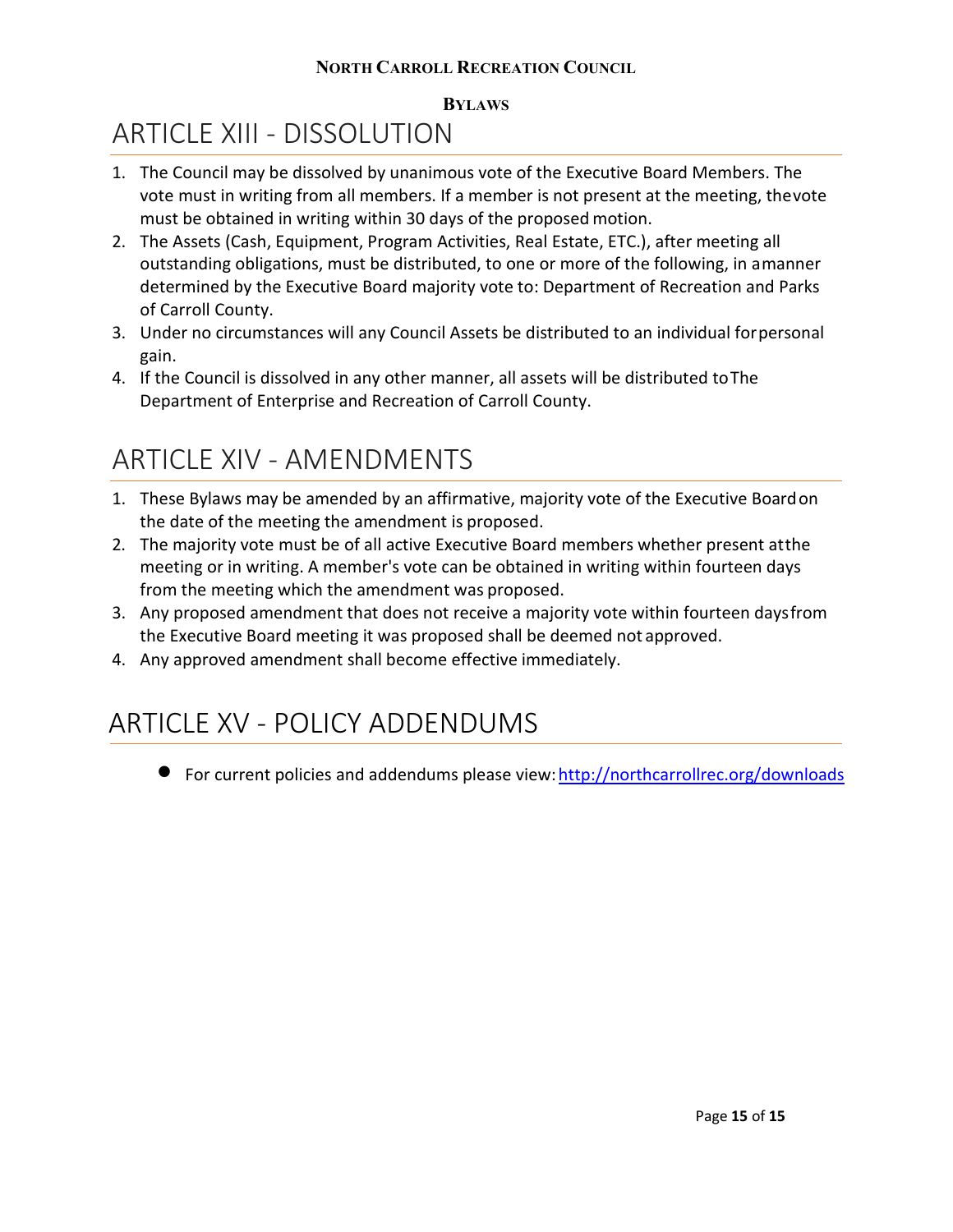# ARTICLE XIII - DISSOLUTION

1. The Council may be dissolved by unanimous vote of the Executive Board Members. The vote must in writing from all members. If a member is not present at the meeting, the vote must be obtained in writing within 30 days of the proposed motion.
2. The Assets (Cash, Equipment, Program Activities, Real Estate, ETC.), after meeting all outstanding obligations, must be distributed, to one or more of the following, in a manner determined by the Executive Board majority vote to: Department of Recreation and Parks of Carroll County.
3. Under no circumstances will any Council Assets be distributed to an individual for personal gain.
4. If the Council is dissolved in any other manner, all assets will be distributed to The Department of Enterprise and Recreation of Carroll County.

# ARTICLE XIV - AMENDMENTS

1. These Bylaws may be amended by an affirmative, majority vote of the Executive Board on the date of the meeting the amendment is proposed.
2. The majority vote must be of all active Executive Board members whether present at the meeting or in writing. A member's vote can be obtained in writing within fourteen days from the meeting which the amendment was proposed.
3. Any proposed amendment that does not receive a majority vote within fourteen days from the Executive Board meeting it was proposed shall be deemed not approved.
4. Any approved amendment shall become effective immediately.

# ARTICLE XV - POLICY ADDENDUMS

- For current policies and addendums please view: http://northcarrollrec.org/downloads